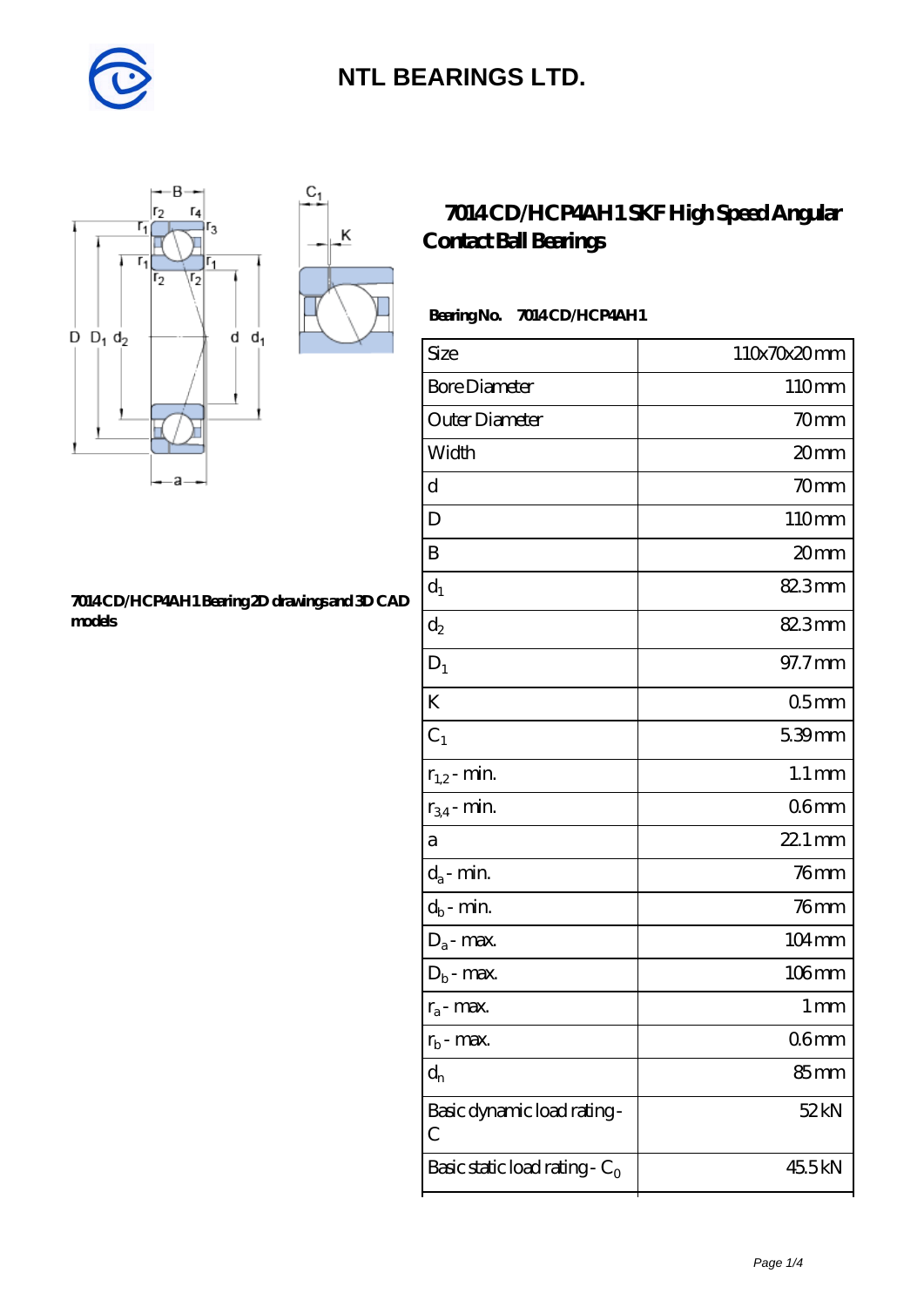# NTL BEARINGS LTD.

## 7014 CD/HCP4AH1 SKF High Speed Angular Contact Ball Bearings

**7014 CD/HCP4AH1 Bearing 2D drawings and 3D CAD models**

**Bearing No. 7014 CD/HCP4AH1**

| Size | 110x70x20 mm |
|---|---|
| Bore Diameter | 110 mm |
| Outer Diameter | 70 mm |
| Width | 20 mm |
| d | 70 mm |
| D | 110 mm |
| B | 20 mm |
| $d_1$ | 82.3 mm |
| $d_2$ | 82.3 mm |
| $D_1$ | 97.7 mm |
| K | 0.5 mm |
| $C_1$ | 5.39 mm |
| $r_{1,2}$ - min. | 1.1 mm |
| $r_{3,4}$ - min. | 0.6 mm |
| a | 22.1 mm |
| $d_a$ - min. | 76 mm |
| $d_b$ - min. | 76 mm |
| $D_a$ - max. | 104 mm |
| $D_b$ - max. | 106 mm |
| $r_a$ - max. | 1 mm |
| $r_b$ - max. | 0.6 mm |
| $d_n$ | 85 mm |
| Basic dynamic load rating - C | 52 kN |
| Basic static load rating - $C_0$ | 45.5 kN |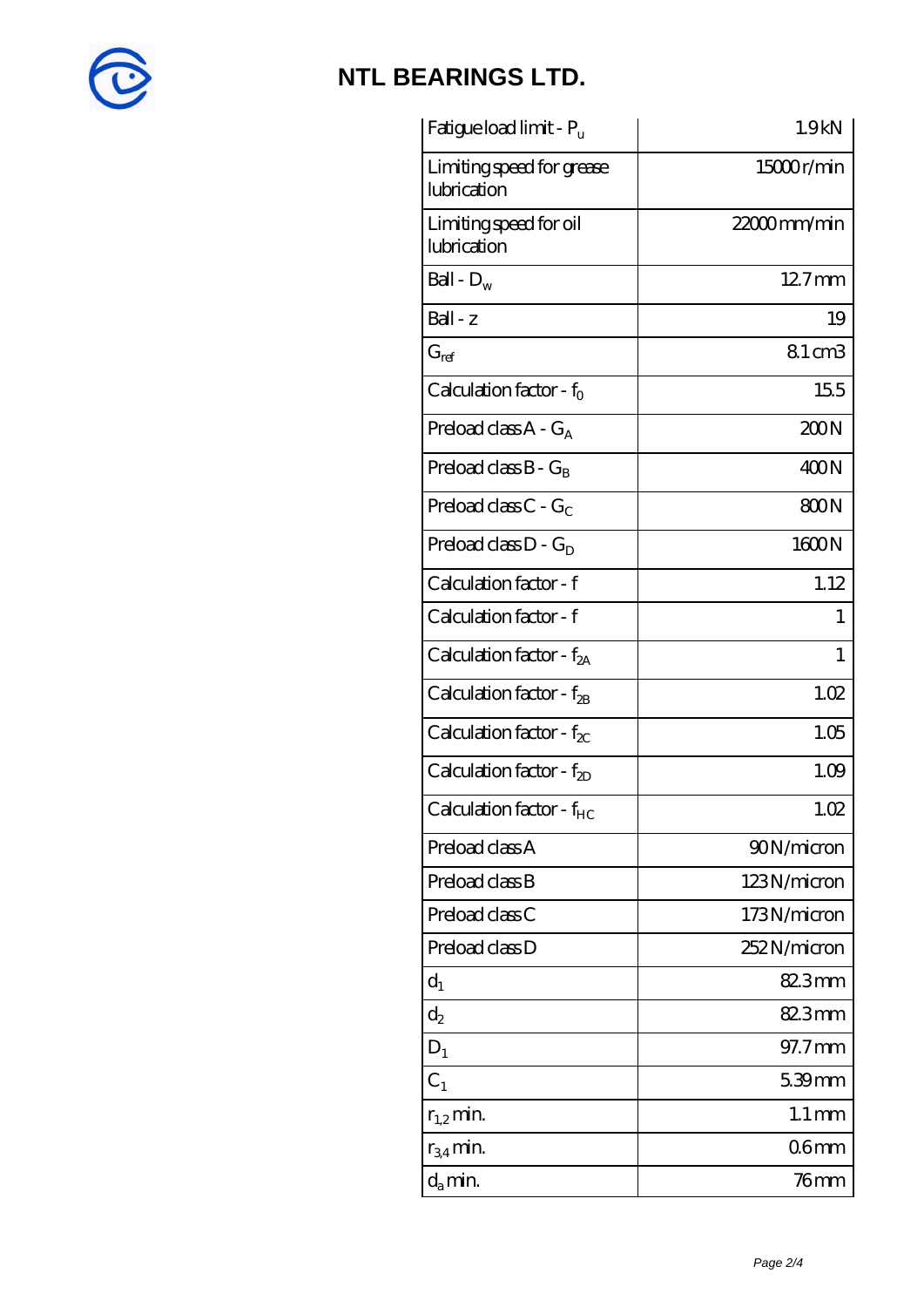# NTL BEARINGS LTD.

| | |
|---|---|
| Fatigue load limit - $P_u$ | 1.9 kN |
| Limiting speed for grease lubrication | 15000 r/min |
| Limiting speed for oil lubrication | 22000 mm/min |
| Ball - $D_w$ | 12.7 mm |
| Ball - z | 19 |
| $G_{ref}$ | 8.1 cm3 |
| Calculation factor - $f_0$ | 15.5 |
| Preload class A - $G_A$ | 200 N |
| Preload class B - $G_B$ | 400 N |
| Preload class C - $G_C$ | 800 N |
| Preload class D - $G_D$ | 1600 N |
| Calculation factor - f | 1.12 |
| Calculation factor - f | 1 |
| Calculation factor - $f_{2A}$ | 1 |
| Calculation factor - $f_{2B}$ | 1.02 |
| Calculation factor - $f_{2C}$ | 1.05 |
| Calculation factor - $f_{2D}$ | 1.09 |
| Calculation factor - $f_{HC}$ | 1.02 |
| Preload class A | 90 N/micron |
| Preload class B | 123 N/micron |
| Preload class C | 173 N/micron |
| Preload class D | 252 N/micron |
| $d_1$ | 82.3 mm |
| $d_2$ | 82.3 mm |
| $D_1$ | 97.7 mm |
| $C_1$ | 5.39 mm |
| $r_{1,2}$ min. | 1.1 mm |
| $r_{3,4}$ min. | 0.6 mm |
| $d_a$ min. | 76 mm |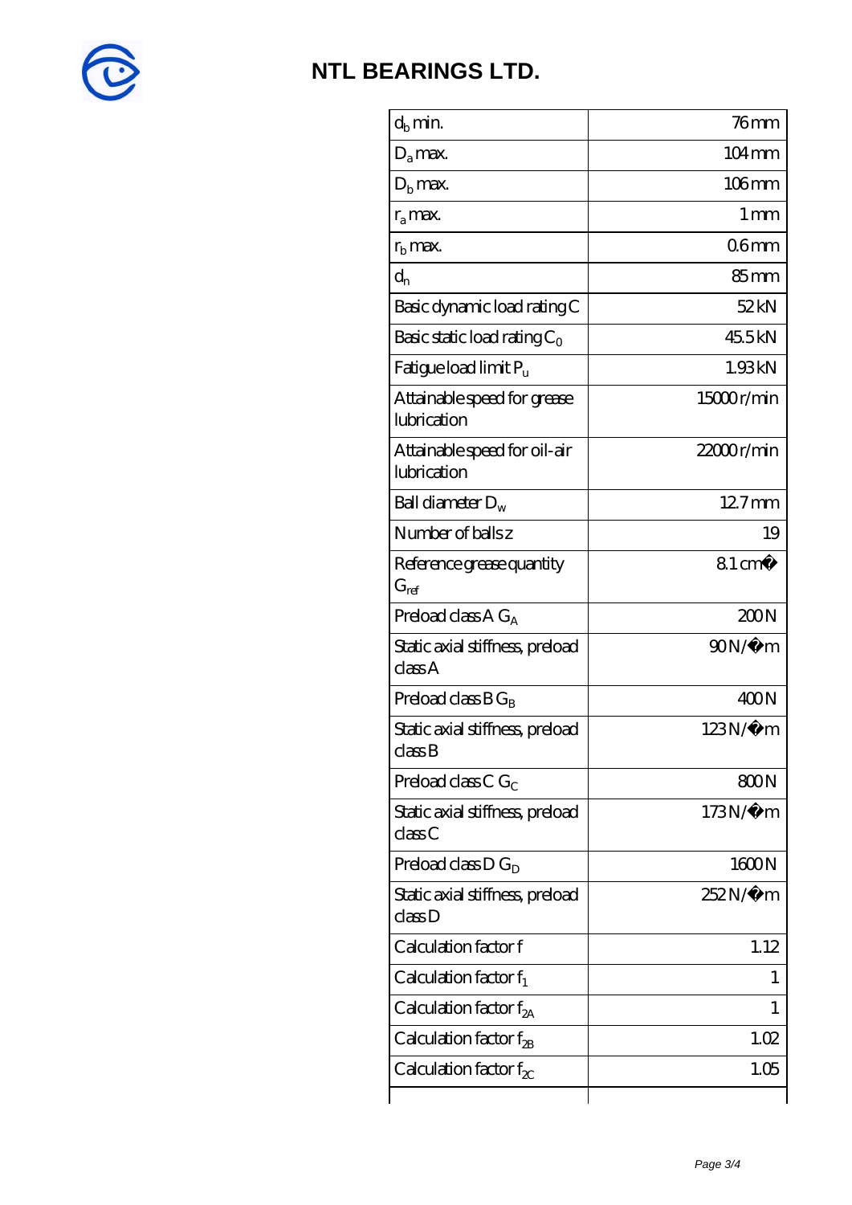# NTL BEARINGS LTD.

| | |
|---|---|
| $d_b$ min. | 76 mm |
| $D_a$ max. | 104 mm |
| $D_b$ max. | 106 mm |
| $r_a$ max. | 1 mm |
| $r_b$ max. | 0.6 mm |
| $d_n$ | 85 mm |
| Basic dynamic load rating C | 52 kN |
| Basic static load rating $C_0$ | 45.5 kN |
| Fatigue load limit $P_u$ | 1.93 kN |
| Attainable speed for grease lubrication | 15000 r/min |
| Attainable speed for oil-air lubrication | 22000 r/min |
| Ball diameter $D_w$ | 12.7 mm |
| Number of balls z | 19 |
| Reference grease quantity $G_{ref}$ | 8.1 cm� |
| Preload class A $G_A$ | 200 N |
| Static axial stiffness, preload class A | 90 N/�m |
| Preload class B $G_B$ | 400 N |
| Static axial stiffness, preload class B | 123 N/�m |
| Preload class C $G_C$ | 800 N |
| Static axial stiffness, preload class C | 173 N/�m |
| Preload class D $G_D$ | 1600 N |
| Static axial stiffness, preload class D | 252 N/�m |
| Calculation factor f | 1.12 |
| Calculation factor $f_1$ | 1 |
| Calculation factor $f_{2A}$ | 1 |
| Calculation factor $f_{2B}$ | 1.02 |
| Calculation factor $f_{2C}$ | 1.05 |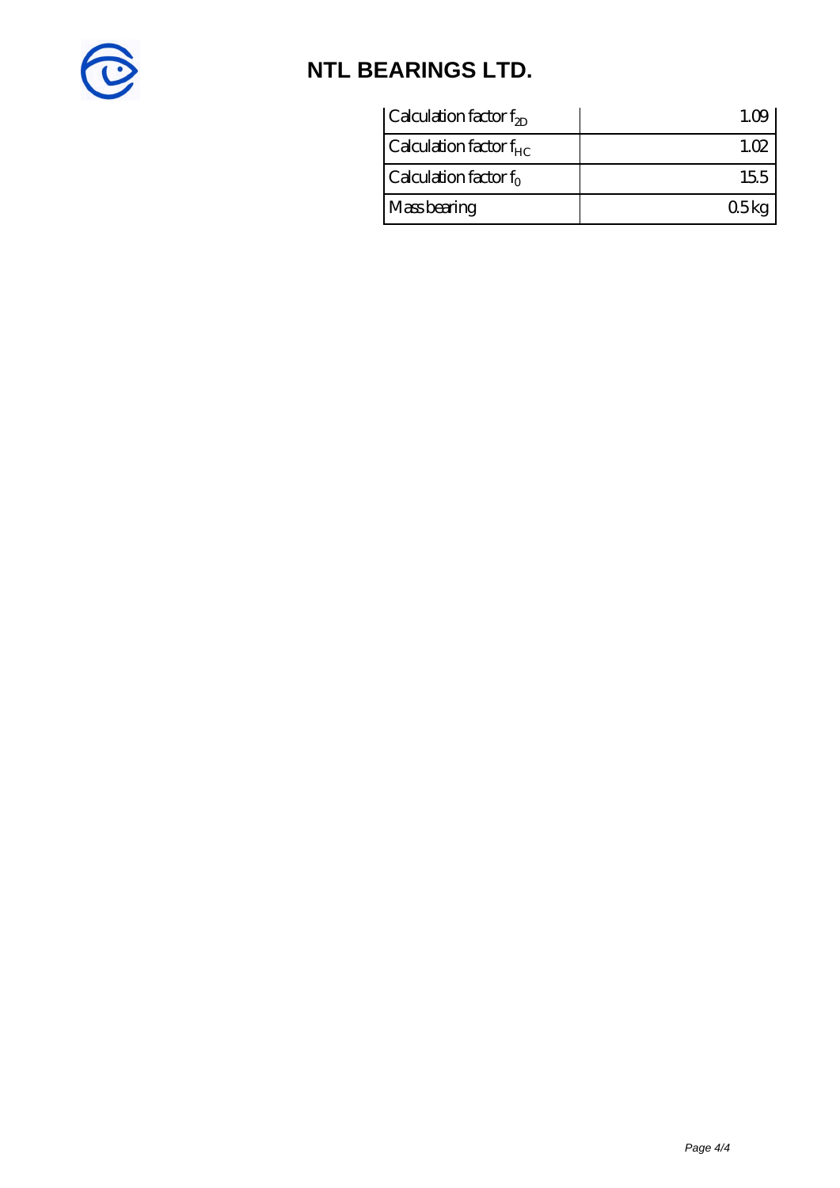# NTL BEARINGS LTD.

| | |
|---|---|
| Calculation factor $f_{2D}$ | 1.09 |
| Calculation factor $f_{HC}$ | 1.02 |
| Calculation factor $f_0$ | 15.5 |
| Mass bearing | 0.5 kg |